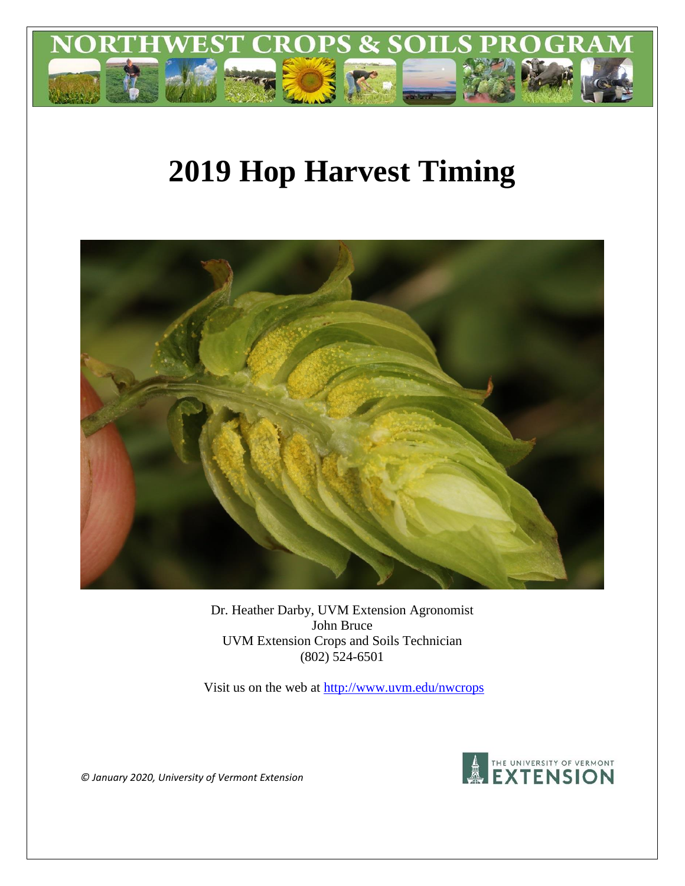NORTHWEST CROPS & SOILS PROGRAM

# 2019 Hop Harvest Timing

Dr. Heather Darby, UVM Extension Agronomist
John Bruce
UVM Extension Crops and Soils Technician
(802) 524-6501

Visit us on the web at http://www.uvm.edu/nwcrops

*© January 2020, University of Vermont Extension*

THE UNIVERSITY OF VERMONT EXTENSION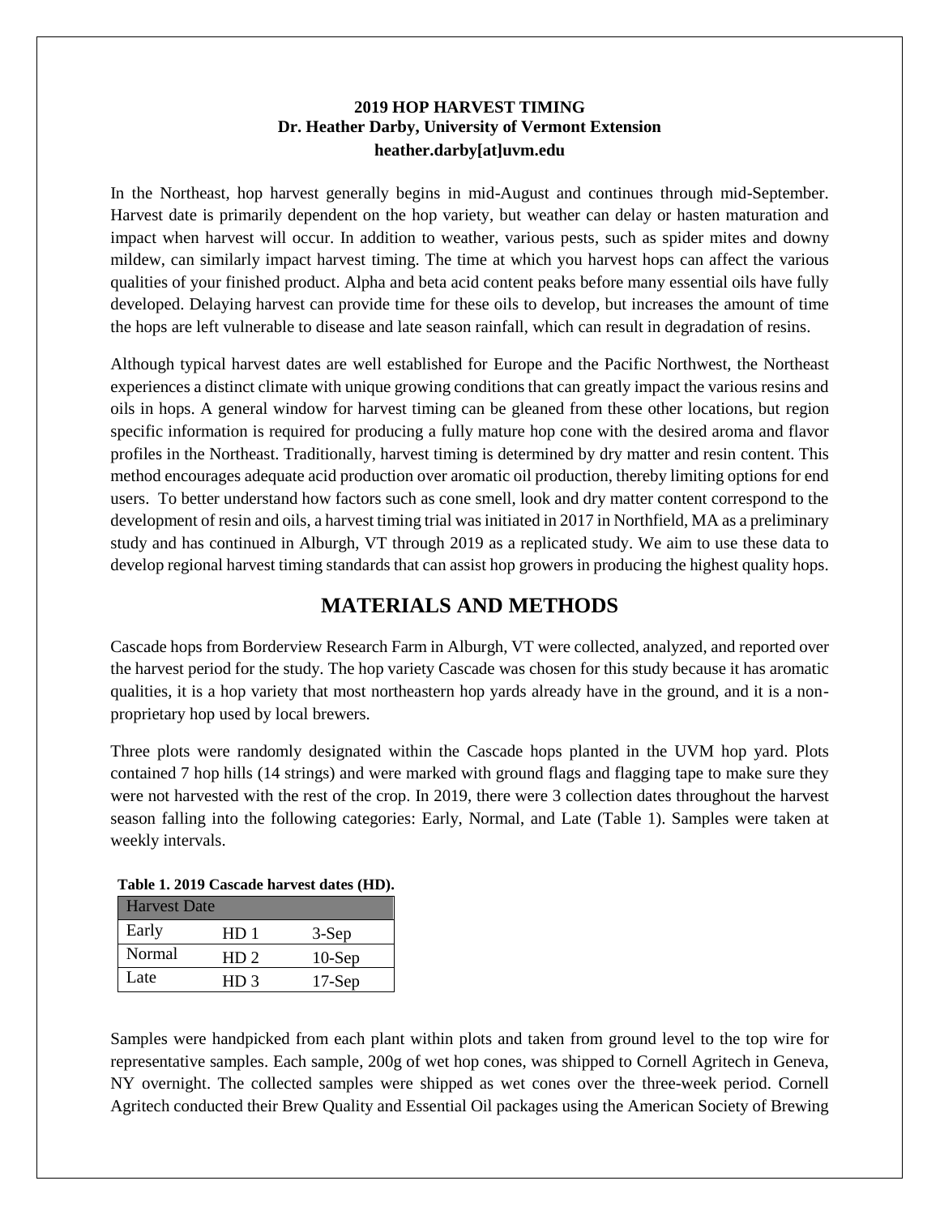**2019 HOP HARVEST TIMING**
**Dr. Heather Darby, University of Vermont Extension**
**heather.darby[at]uvm.edu**

In the Northeast, hop harvest generally begins in mid-August and continues through mid-September. Harvest date is primarily dependent on the hop variety, but weather can delay or hasten maturation and impact when harvest will occur. In addition to weather, various pests, such as spider mites and downy mildew, can similarly impact harvest timing. The time at which you harvest hops can affect the various qualities of your finished product. Alpha and beta acid content peaks before many essential oils have fully developed. Delaying harvest can provide time for these oils to develop, but increases the amount of time the hops are left vulnerable to disease and late season rainfall, which can result in degradation of resins.

Although typical harvest dates are well established for Europe and the Pacific Northwest, the Northeast experiences a distinct climate with unique growing conditions that can greatly impact the various resins and oils in hops. A general window for harvest timing can be gleaned from these other locations, but region specific information is required for producing a fully mature hop cone with the desired aroma and flavor profiles in the Northeast. Traditionally, harvest timing is determined by dry matter and resin content. This method encourages adequate acid production over aromatic oil production, thereby limiting options for end users. To better understand how factors such as cone smell, look and dry matter content correspond to the development of resin and oils, a harvest timing trial was initiated in 2017 in Northfield, MA as a preliminary study and has continued in Alburgh, VT through 2019 as a replicated study. We aim to use these data to develop regional harvest timing standards that can assist hop growers in producing the highest quality hops.

## MATERIALS AND METHODS

Cascade hops from Borderview Research Farm in Alburgh, VT were collected, analyzed, and reported over the harvest period for the study. The hop variety Cascade was chosen for this study because it has aromatic qualities, it is a hop variety that most northeastern hop yards already have in the ground, and it is a non-proprietary hop used by local brewers.

Three plots were randomly designated within the Cascade hops planted in the UVM hop yard. Plots contained 7 hop hills (14 strings) and were marked with ground flags and flagging tape to make sure they were not harvested with the rest of the crop. In 2019, there were 3 collection dates throughout the harvest season falling into the following categories: Early, Normal, and Late (Table 1). Samples were taken at weekly intervals.

**Table 1. 2019 Cascade harvest dates (HD).**

| Harvest Date | | |
|---|---|---|
| Early | HD 1 | 3-Sep |
| Normal | HD 2 | 10-Sep |
| Late | HD 3 | 17-Sep |

Samples were handpicked from each plant within plots and taken from ground level to the top wire for representative samples. Each sample, 200g of wet hop cones, was shipped to Cornell Agritech in Geneva, NY overnight. The collected samples were shipped as wet cones over the three-week period. Cornell Agritech conducted their Brew Quality and Essential Oil packages using the American Society of Brewing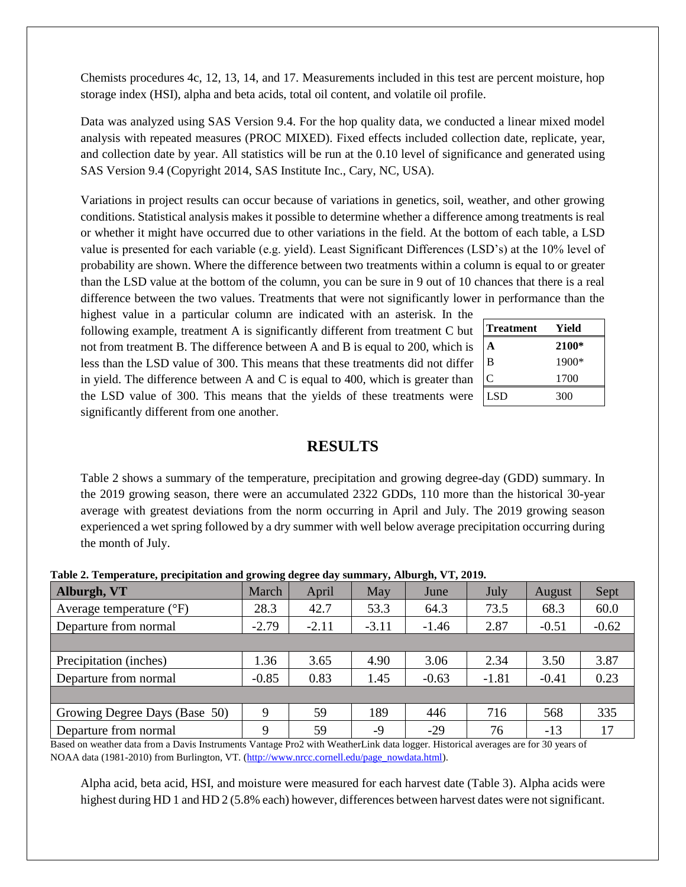Chemists procedures 4c, 12, 13, 14, and 17. Measurements included in this test are percent moisture, hop storage index (HSI), alpha and beta acids, total oil content, and volatile oil profile.

Data was analyzed using SAS Version 9.4. For the hop quality data, we conducted a linear mixed model analysis with repeated measures (PROC MIXED). Fixed effects included collection date, replicate, year, and collection date by year. All statistics will be run at the 0.10 level of significance and generated using SAS Version 9.4 (Copyright 2014, SAS Institute Inc., Cary, NC, USA).

Variations in project results can occur because of variations in genetics, soil, weather, and other growing conditions. Statistical analysis makes it possible to determine whether a difference among treatments is real or whether it might have occurred due to other variations in the field. At the bottom of each table, a LSD value is presented for each variable (e.g. yield). Least Significant Differences (LSD's) at the 10% level of probability are shown. Where the difference between two treatments within a column is equal to or greater than the LSD value at the bottom of the column, you can be sure in 9 out of 10 chances that there is a real difference between the two values. Treatments that were not significantly lower in performance than the highest value in a particular column are indicated with an asterisk. In the following example, treatment A is significantly different from treatment C but not from treatment B. The difference between A and B is equal to 200, which is less than the LSD value of 300. This means that these treatments did not differ in yield. The difference between A and C is equal to 400, which is greater than the LSD value of 300. This means that the yields of these treatments were significantly different from one another.

| Treatment | Yield |
|---|---|
| **A** | **2100*** |
| B | 1900* |
| C | 1700 |
| LSD | 300 |

# RESULTS

Table 2 shows a summary of the temperature, precipitation and growing degree-day (GDD) summary. In the 2019 growing season, there were an accumulated 2322 GDDs, 110 more than the historical 30-year average with greatest deviations from the norm occurring in April and July. The 2019 growing season experienced a wet spring followed by a dry summer with well below average precipitation occurring during the month of July.

**Table 2. Temperature, precipitation and growing degree day summary, Alburgh, VT, 2019.**

| **Alburgh, VT** | March | April | May | June | July | August | Sept |
|---|---|---|---|---|---|---|---|
| Average temperature (°F) | 28.3 | 42.7 | 53.3 | 64.3 | 73.5 | 68.3 | 60.0 |
| Departure from normal | -2.79 | -2.11 | -3.11 | -1.46 | 2.87 | -0.51 | -0.62 |
| | | | | | | | |
| Precipitation (inches) | 1.36 | 3.65 | 4.90 | 3.06 | 2.34 | 3.50 | 3.87 |
| Departure from normal | -0.85 | 0.83 | 1.45 | -0.63 | -1.81 | -0.41 | 0.23 |
| | | | | | | | |
| Growing Degree Days (Base 50) | 9 | 59 | 189 | 446 | 716 | 568 | 335 |
| Departure from normal | 9 | 59 | -9 | -29 | 76 | -13 | 17 |

Based on weather data from a Davis Instruments Vantage Pro2 with WeatherLink data logger. Historical averages are for 30 years of NOAA data (1981-2010) from Burlington, VT. (http://www.nrcc.cornell.edu/page_nowdata.html).

Alpha acid, beta acid, HSI, and moisture were measured for each harvest date (Table 3). Alpha acids were highest during HD 1 and HD 2 (5.8% each) however, differences between harvest dates were not significant.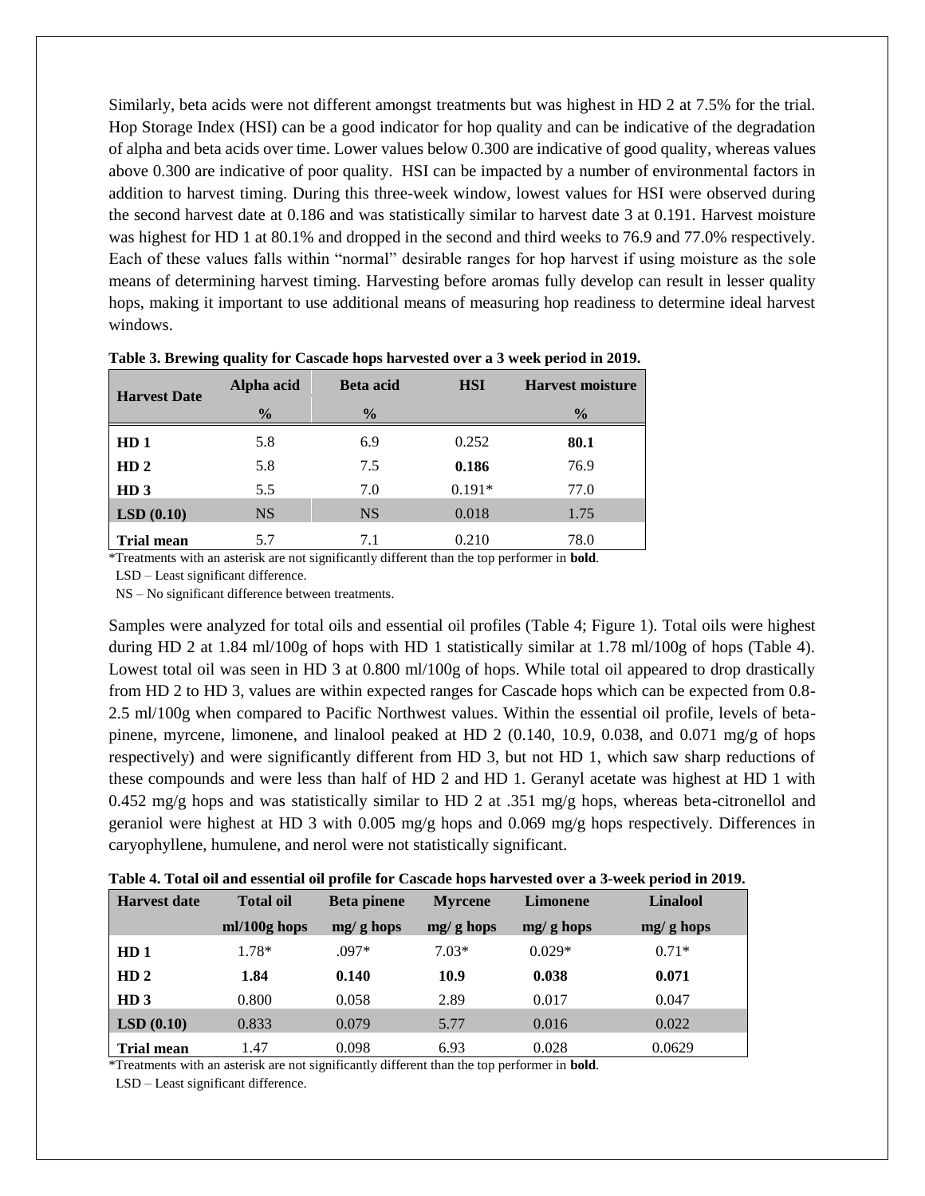Similarly, beta acids were not different amongst treatments but was highest in HD 2 at 7.5% for the trial. Hop Storage Index (HSI) can be a good indicator for hop quality and can be indicative of the degradation of alpha and beta acids over time. Lower values below 0.300 are indicative of good quality, whereas values above 0.300 are indicative of poor quality. HSI can be impacted by a number of environmental factors in addition to harvest timing. During this three-week window, lowest values for HSI were observed during the second harvest date at 0.186 and was statistically similar to harvest date 3 at 0.191. Harvest moisture was highest for HD 1 at 80.1% and dropped in the second and third weeks to 76.9 and 77.0% respectively. Each of these values falls within "normal" desirable ranges for hop harvest if using moisture as the sole means of determining harvest timing. Harvesting before aromas fully develop can result in lesser quality hops, making it important to use additional means of measuring hop readiness to determine ideal harvest windows.

**Table 3. Brewing quality for Cascade hops harvested over a 3 week period in 2019.**

| Harvest Date | Alpha acid | Beta acid | HSI | Harvest moisture |
|---|---|---|---|---|
| | % | % | | % |
| **HD 1** | 5.8 | 6.9 | 0.252 | **80.1** |
| **HD 2** | 5.8 | 7.5 | **0.186** | 76.9 |
| **HD 3** | 5.5 | 7.0 | 0.191* | 77.0 |
| **LSD (0.10)** | NS | NS | 0.018 | 1.75 |
| **Trial mean** | 5.7 | 7.1 | 0.210 | 78.0 |

*Treatments with an asterisk are not significantly different than the top performer in **bold**.
LSD – Least significant difference.
NS – No significant difference between treatments.

Samples were analyzed for total oils and essential oil profiles (Table 4; Figure 1). Total oils were highest during HD 2 at 1.84 ml/100g of hops with HD 1 statistically similar at 1.78 ml/100g of hops (Table 4). Lowest total oil was seen in HD 3 at 0.800 ml/100g of hops. While total oil appeared to drop drastically from HD 2 to HD 3, values are within expected ranges for Cascade hops which can be expected from 0.8-2.5 ml/100g when compared to Pacific Northwest values. Within the essential oil profile, levels of beta-pinene, myrcene, limonene, and linalool peaked at HD 2 (0.140, 10.9, 0.038, and 0.071 mg/g of hops respectively) and were significantly different from HD 3, but not HD 1, which saw sharp reductions of these compounds and were less than half of HD 2 and HD 1. Geranyl acetate was highest at HD 1 with 0.452 mg/g hops and was statistically similar to HD 2 at .351 mg/g hops, whereas beta-citronellol and geraniol were highest at HD 3 with 0.005 mg/g hops and 0.069 mg/g hops respectively. Differences in caryophyllene, humulene, and nerol were not statistically significant.

**Table 4. Total oil and essential oil profile for Cascade hops harvested over a 3-week period in 2019.**

| Harvest date | Total oil | Beta pinene | Myrcene | Limonene | Linalool |
|---|---|---|---|---|---|
| | ml/100g hops | mg/ g hops | mg/ g hops | mg/ g hops | mg/ g hops |
| **HD 1** | 1.78* | .097* | 7.03* | 0.029* | 0.71* |
| **HD 2** | **1.84** | **0.140** | **10.9** | **0.038** | **0.071** |
| **HD 3** | 0.800 | 0.058 | 2.89 | 0.017 | 0.047 |
| **LSD (0.10)** | 0.833 | 0.079 | 5.77 | 0.016 | 0.022 |
| **Trial mean** | 1.47 | 0.098 | 6.93 | 0.028 | 0.0629 |

*Treatments with an asterisk are not significantly different than the top performer in **bold**.
LSD – Least significant difference.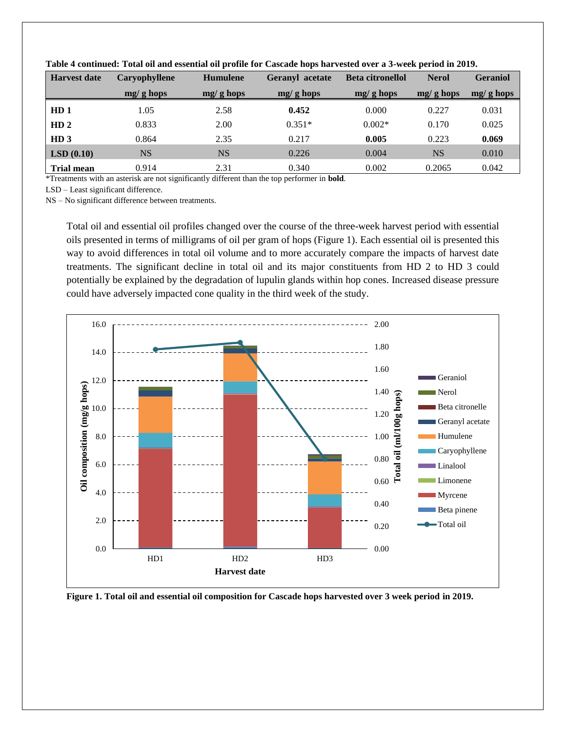**Table 4 continued: Total oil and essential oil profile for Cascade hops harvested over a 3-week period in 2019.**

| Harvest date | Caryophyllene | Humulene | Geranyl acetate | Beta citronellol | Nerol | Geraniol |
|---|---|---|---|---|---|---|
| | mg/ g hops | mg/ g hops | mg/ g hops | mg/ g hops | mg/ g hops | mg/ g hops |
| **HD 1** | 1.05 | 2.58 | **0.452** | 0.000 | 0.227 | 0.031 |
| **HD 2** | 0.833 | 2.00 | 0.351* | 0.002* | 0.170 | 0.025 |
| **HD 3** | 0.864 | 2.35 | 0.217 | **0.005** | 0.223 | **0.069** |
| **LSD (0.10)** | NS | NS | 0.226 | 0.004 | NS | 0.010 |
| **Trial mean** | 0.914 | 2.31 | 0.340 | 0.002 | 0.2065 | 0.042 |

*Treatments with an asterisk are not significantly different than the top performer in **bold**.

LSD – Least significant difference.

NS – No significant difference between treatments.

Total oil and essential oil profiles changed over the course of the three-week harvest period with essential oils presented in terms of milligrams of oil per gram of hops (Figure 1). Each essential oil is presented this way to avoid differences in total oil volume and to more accurately compare the impacts of harvest date treatments. The significant decline in total oil and its major constituents from HD 2 to HD 3 could potentially be explained by the degradation of lupulin glands within hop cones. Increased disease pressure could have adversely impacted cone quality in the third week of the study.

**Figure 1. Total oil and essential oil composition for Cascade hops harvested over 3 week period in 2019.**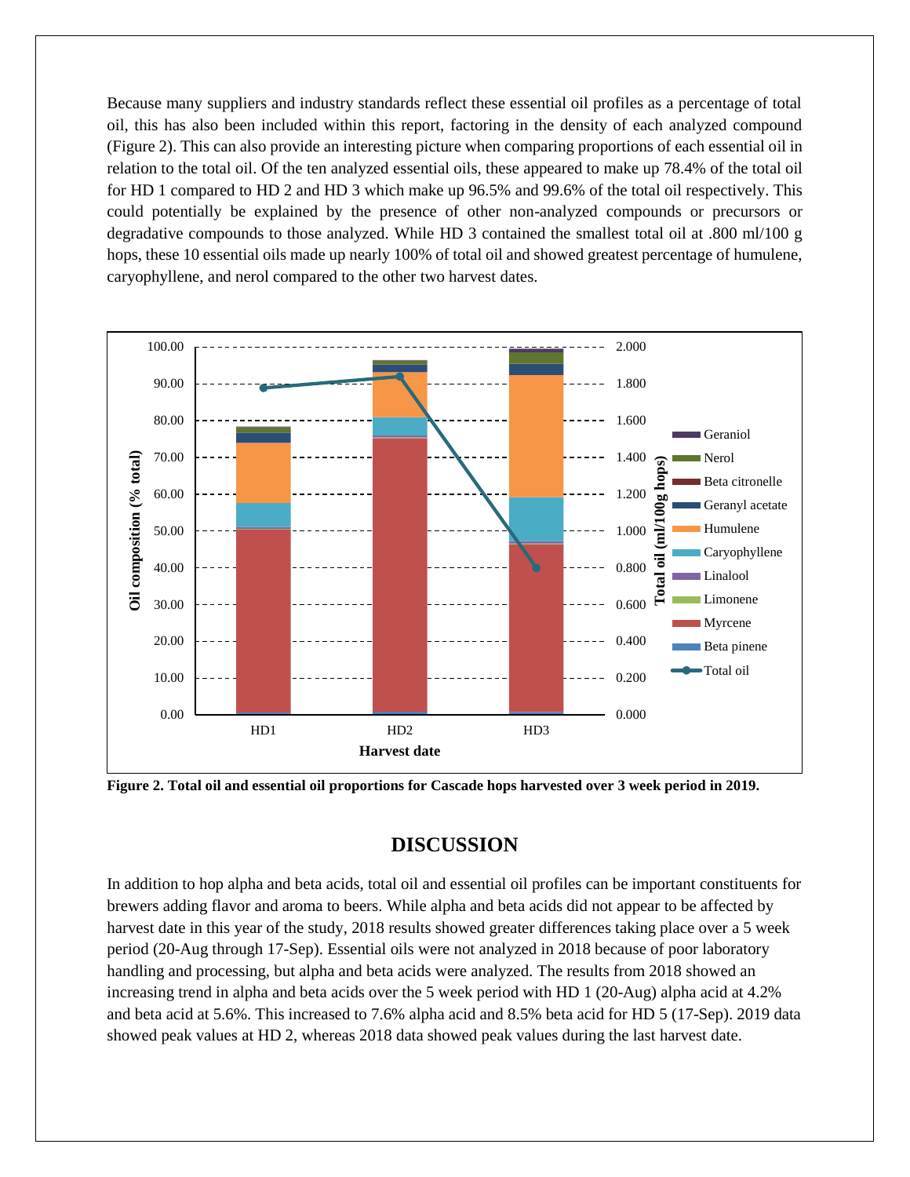Because many suppliers and industry standards reflect these essential oil profiles as a percentage of total oil, this has also been included within this report, factoring in the density of each analyzed compound (Figure 2). This can also provide an interesting picture when comparing proportions of each essential oil in relation to the total oil. Of the ten analyzed essential oils, these appeared to make up 78.4% of the total oil for HD 1 compared to HD 2 and HD 3 which make up 96.5% and 99.6% of the total oil respectively. This could potentially be explained by the presence of other non-analyzed compounds or precursors or degradative compounds to those analyzed. While HD 3 contained the smallest total oil at .800 ml/100 g hops, these 10 essential oils made up nearly 100% of total oil and showed greatest percentage of humulene, caryophyllene, and nerol compared to the other two harvest dates.

**Figure 2. Total oil and essential oil proportions for Cascade hops harvested over 3 week period in 2019.**

## DISCUSSION

In addition to hop alpha and beta acids, total oil and essential oil profiles can be important constituents for brewers adding flavor and aroma to beers. While alpha and beta acids did not appear to be affected by harvest date in this year of the study, 2018 results showed greater differences taking place over a 5 week period (20-Aug through 17-Sep). Essential oils were not analyzed in 2018 because of poor laboratory handling and processing, but alpha and beta acids were analyzed. The results from 2018 showed an increasing trend in alpha and beta acids over the 5 week period with HD 1 (20-Aug) alpha acid at 4.2% and beta acid at 5.6%. This increased to 7.6% alpha acid and 8.5% beta acid for HD 5 (17-Sep). 2019 data showed peak values at HD 2, whereas 2018 data showed peak values during the last harvest date.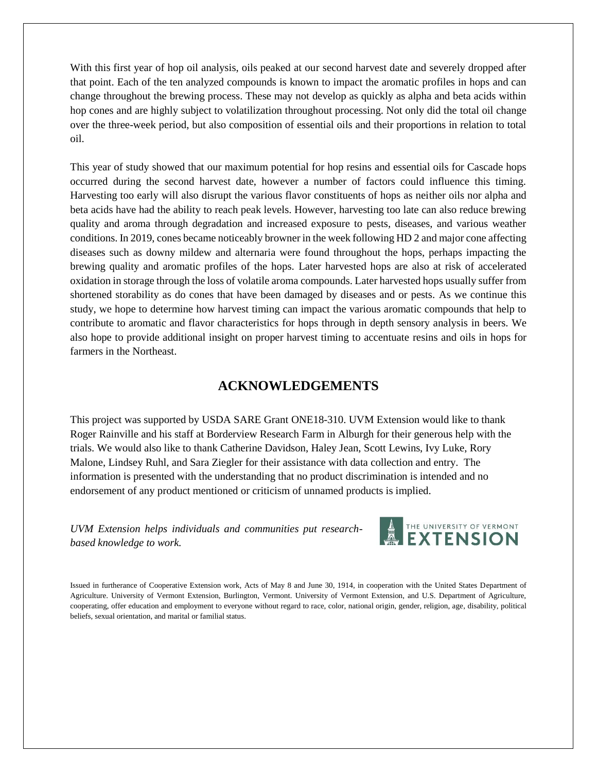With this first year of hop oil analysis, oils peaked at our second harvest date and severely dropped after that point. Each of the ten analyzed compounds is known to impact the aromatic profiles in hops and can change throughout the brewing process. These may not develop as quickly as alpha and beta acids within hop cones and are highly subject to volatilization throughout processing. Not only did the total oil change over the three-week period, but also composition of essential oils and their proportions in relation to total oil.

This year of study showed that our maximum potential for hop resins and essential oils for Cascade hops occurred during the second harvest date, however a number of factors could influence this timing. Harvesting too early will also disrupt the various flavor constituents of hops as neither oils nor alpha and beta acids have had the ability to reach peak levels. However, harvesting too late can also reduce brewing quality and aroma through degradation and increased exposure to pests, diseases, and various weather conditions. In 2019, cones became noticeably browner in the week following HD 2 and major cone affecting diseases such as downy mildew and alternaria were found throughout the hops, perhaps impacting the brewing quality and aromatic profiles of the hops. Later harvested hops are also at risk of accelerated oxidation in storage through the loss of volatile aroma compounds. Later harvested hops usually suffer from shortened storability as do cones that have been damaged by diseases and or pests. As we continue this study, we hope to determine how harvest timing can impact the various aromatic compounds that help to contribute to aromatic and flavor characteristics for hops through in depth sensory analysis in beers. We also hope to provide additional insight on proper harvest timing to accentuate resins and oils in hops for farmers in the Northeast.

## ACKNOWLEDGEMENTS

This project was supported by USDA SARE Grant ONE18-310. UVM Extension would like to thank Roger Rainville and his staff at Borderview Research Farm in Alburgh for their generous help with the trials. We would also like to thank Catherine Davidson, Haley Jean, Scott Lewins, Ivy Luke, Rory Malone, Lindsey Ruhl, and Sara Ziegler for their assistance with data collection and entry. The information is presented with the understanding that no product discrimination is intended and no endorsement of any product mentioned or criticism of unnamed products is implied.

*UVM Extension helps individuals and communities put research-based knowledge to work.*

THE UNIVERSITY OF VERMONT EXTENSION

Issued in furtherance of Cooperative Extension work, Acts of May 8 and June 30, 1914, in cooperation with the United States Department of Agriculture. University of Vermont Extension, Burlington, Vermont. University of Vermont Extension, and U.S. Department of Agriculture, cooperating, offer education and employment to everyone without regard to race, color, national origin, gender, religion, age, disability, political beliefs, sexual orientation, and marital or familial status.